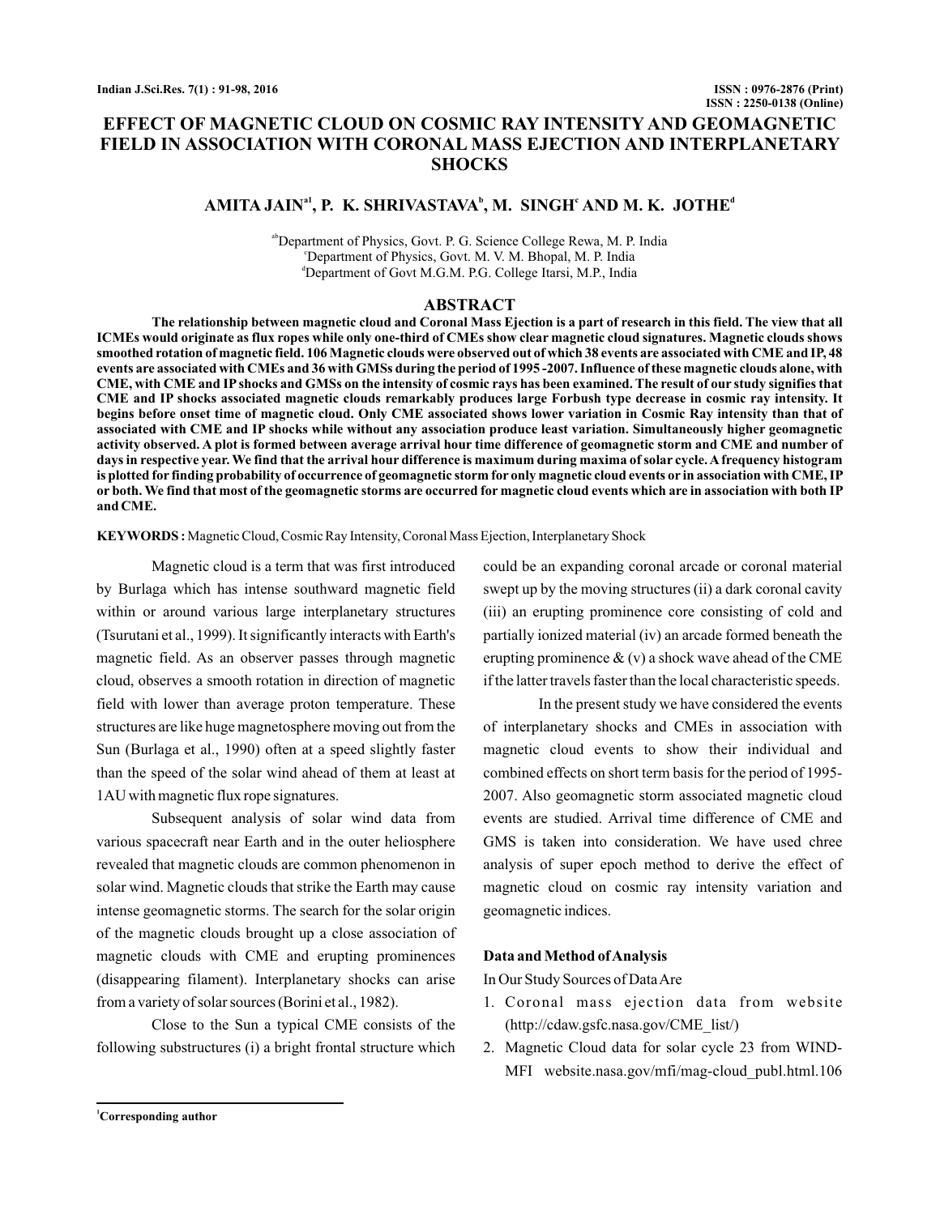# EFFECT OF MAGNETIC CLOUD ON COSMIC RAY INTENSITY AND GEOMAGNETIC FIELD IN ASSOCIATION WITH CORONAL MASS EJECTION AND INTERPLANETARY SHOCKS

**AMITA JAIN[a1], P. K. SHRIVASTAVA[b], M. SINGH[c] AND M. K. JOTHE[d]**

[ab]Department of Physics, Govt. P. G. Science College Rewa, M. P. India
[c]Department of Physics, Govt. M. V. M. Bhopal, M. P. India
[d]Department of Govt M.G.M. P.G. College Itarsi, M.P., India

## ABSTRACT

**The relationship between magnetic cloud and Coronal Mass Ejection is a part of research in this field. The view that all ICMEs would originate as flux ropes while only one-third of CMEs show clear magnetic cloud signatures. Magnetic clouds shows smoothed rotation of magnetic field. 106 Magnetic clouds were observed out of which 38 events are associated with CME and IP, 48 events are associated with CMEs and 36 with GMSs during the period of 1995 -2007. Influence of these magnetic clouds alone, with CME, with CME and IP shocks and GMSs on the intensity of cosmic rays has been examined. The result of our study signifies that CME and IP shocks associated magnetic clouds remarkably produces large Forbush type decrease in cosmic ray intensity. It begins before onset time of magnetic cloud. Only CME associated shows lower variation in Cosmic Ray intensity than that of associated with CME and IP shocks while without any association produce least variation. Simultaneously higher geomagnetic activity observed. A plot is formed between average arrival hour time difference of geomagnetic storm and CME and number of days in respective year. We find that the arrival hour difference is maximum during maxima of solar cycle. A frequency histogram is plotted for finding probability of occurrence of geomagnetic storm for only magnetic cloud events or in association with CME, IP or both. We find that most of the geomagnetic storms are occurred for magnetic cloud events which are in association with both IP and CME.**

**KEYWORDS :** Magnetic Cloud, Cosmic Ray Intensity, Coronal Mass Ejection, Interplanetary Shock

Magnetic cloud is a term that was first introduced by Burlaga which has intense southward magnetic field within or around various large interplanetary structures (Tsurutani et al., 1999). It significantly interacts with Earth's magnetic field. As an observer passes through magnetic cloud, observes a smooth rotation in direction of magnetic field with lower than average proton temperature. These structures are like huge magnetosphere moving out from the Sun (Burlaga et al., 1990) often at a speed slightly faster than the speed of the solar wind ahead of them at least at 1AU with magnetic flux rope signatures.

Subsequent analysis of solar wind data from various spacecraft near Earth and in the outer heliosphere revealed that magnetic clouds are common phenomenon in solar wind. Magnetic clouds that strike the Earth may cause intense geomagnetic storms. The search for the solar origin of the magnetic clouds brought up a close association of magnetic clouds with CME and erupting prominences (disappearing filament). Interplanetary shocks can arise from a variety of solar sources (Borini et al., 1982).

Close to the Sun a typical CME consists of the following substructures (i) a bright frontal structure which could be an expanding coronal arcade or coronal material swept up by the moving structures (ii) a dark coronal cavity (iii) an erupting prominence core consisting of cold and partially ionized material (iv) an arcade formed beneath the erupting prominence & (v) a shock wave ahead of the CME if the latter travels faster than the local characteristic speeds.

In the present study we have considered the events of interplanetary shocks and CMEs in association with magnetic cloud events to show their individual and combined effects on short term basis for the period of 1995-2007. Also geomagnetic storm associated magnetic cloud events are studied. Arrival time difference of CME and GMS is taken into consideration. We have used chree analysis of super epoch method to derive the effect of magnetic cloud on cosmic ray intensity variation and geomagnetic indices.

### Data and Method of Analysis

In Our Study Sources of Data Are

1. Coronal mass ejection data from website (http://cdaw.gsfc.nasa.gov/CME_list/)
2. Magnetic Cloud data for solar cycle 23 from WIND-MFI website.nasa.gov/mfi/mag-cloud_publ.html.106

[1]Corresponding author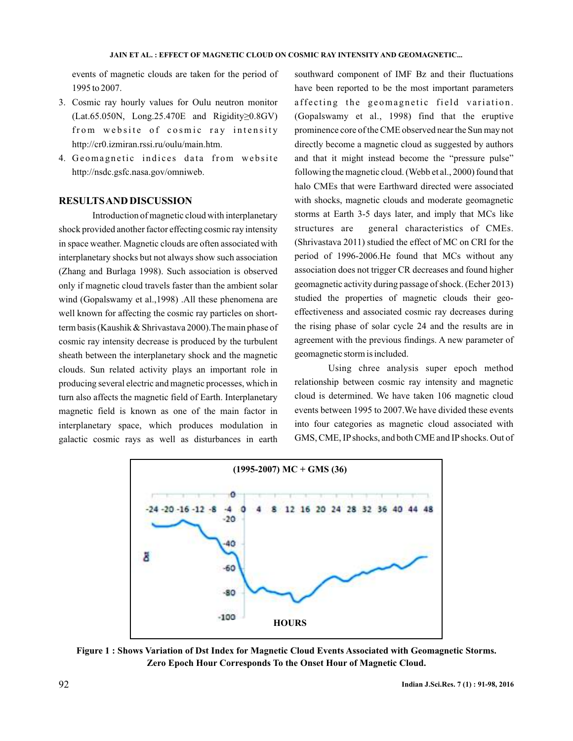events of magnetic clouds are taken for the period of 1995 to 2007.

3. Cosmic ray hourly values for Oulu neutron monitor (Lat.65.050N, Long.25.470E and Rigidity≥0.8GV) from website of cosmic ray intensity http://cr0.izmiran.rssi.ru/oulu/main.htm.
4. Geomagnetic indices data from website http://nsdc.gsfc.nasa.gov/omniweb.

## RESULTS AND DISCUSSION

Introduction of magnetic cloud with interplanetary shock provided another factor effecting cosmic ray intensity in space weather. Magnetic clouds are often associated with interplanetary shocks but not always show such association (Zhang and Burlaga 1998). Such association is observed only if magnetic cloud travels faster than the ambient solar wind (Gopalswamy et al.,1998) .All these phenomena are well known for affecting the cosmic ray particles on short-term basis (Kaushik & Shrivastava 2000).The main phase of cosmic ray intensity decrease is produced by the turbulent sheath between the interplanetary shock and the magnetic clouds. Sun related activity plays an important role in producing several electric and magnetic processes, which in turn also affects the magnetic field of Earth. Interplanetary magnetic field is known as one of the main factor in interplanetary space, which produces modulation in galactic cosmic rays as well as disturbances in earth southward component of IMF Bz and their fluctuations have been reported to be the most important parameters affecting the geomagnetic field variation. (Gopalswamy et al., 1998) find that the eruptive prominence core of the CME observed near the Sun may not directly become a magnetic cloud as suggested by authors and that it might instead become the "pressure pulse" following the magnetic cloud. (Webb et al., 2000) found that halo CMEs that were Earthward directed were associated with shocks, magnetic clouds and moderate geomagnetic storms at Earth 3-5 days later, and imply that MCs like structures are general characteristics of CMEs. (Shrivastava 2011) studied the effect of MC on CRI for the period of 1996-2006.He found that MCs without any association does not trigger CR decreases and found higher geomagnetic activity during passage of shock. (Echer 2013) studied the properties of magnetic clouds their geo-effectiveness and associated cosmic ray decreases during the rising phase of solar cycle 24 and the results are in agreement with the previous findings. A new parameter of geomagnetic storm is included.

Using chree analysis super epoch method relationship between cosmic ray intensity and magnetic cloud is determined. We have taken 106 magnetic cloud events between 1995 to 2007.We have divided these events into four categories as magnetic cloud associated with GMS, CME, IP shocks, and both CME and IP shocks. Out of

**Figure 1 : Shows Variation of Dst Index for Magnetic Cloud Events Associated with Geomagnetic Storms. Zero Epoch Hour Corresponds To the Onset Hour of Magnetic Cloud.**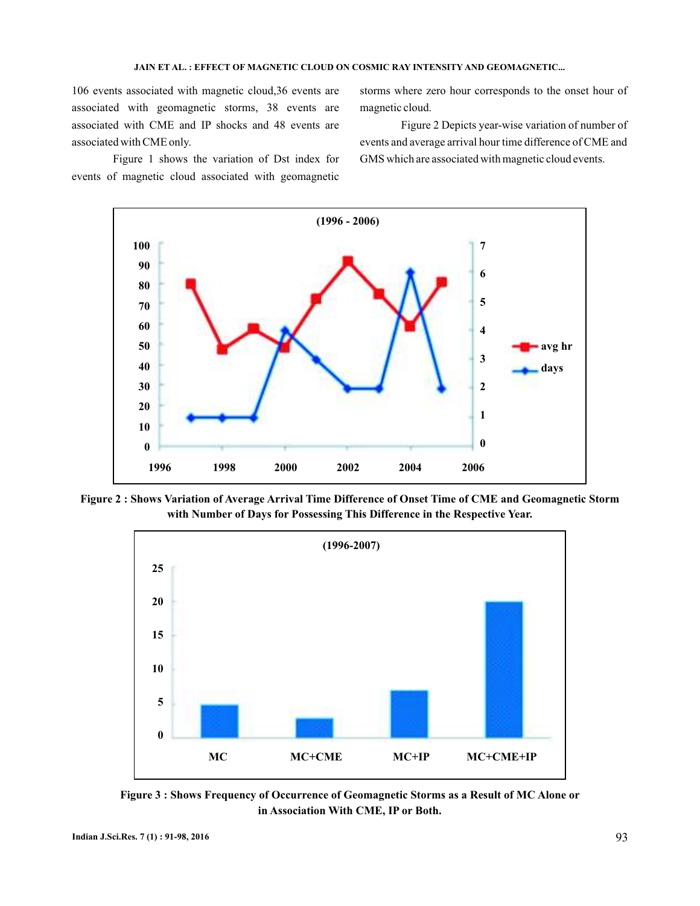106 events associated with magnetic cloud,36 events are associated with geomagnetic storms, 38 events are associated with CME and IP shocks and 48 events are associated with CME only.

Figure 1 shows the variation of Dst index for events of magnetic cloud associated with geomagnetic storms where zero hour corresponds to the onset hour of magnetic cloud.

Figure 2 Depicts year-wise variation of number of events and average arrival hour time difference of CME and GMS which are associated with magnetic cloud events.

**Figure 2 : Shows Variation of Average Arrival Time Difference of Onset Time of CME and Geomagnetic Storm with Number of Days for Possessing This Difference in the Respective Year.**

**Figure 3 : Shows Frequency of Occurrence of Geomagnetic Storms as a Result of MC Alone or in Association With CME, IP or Both.**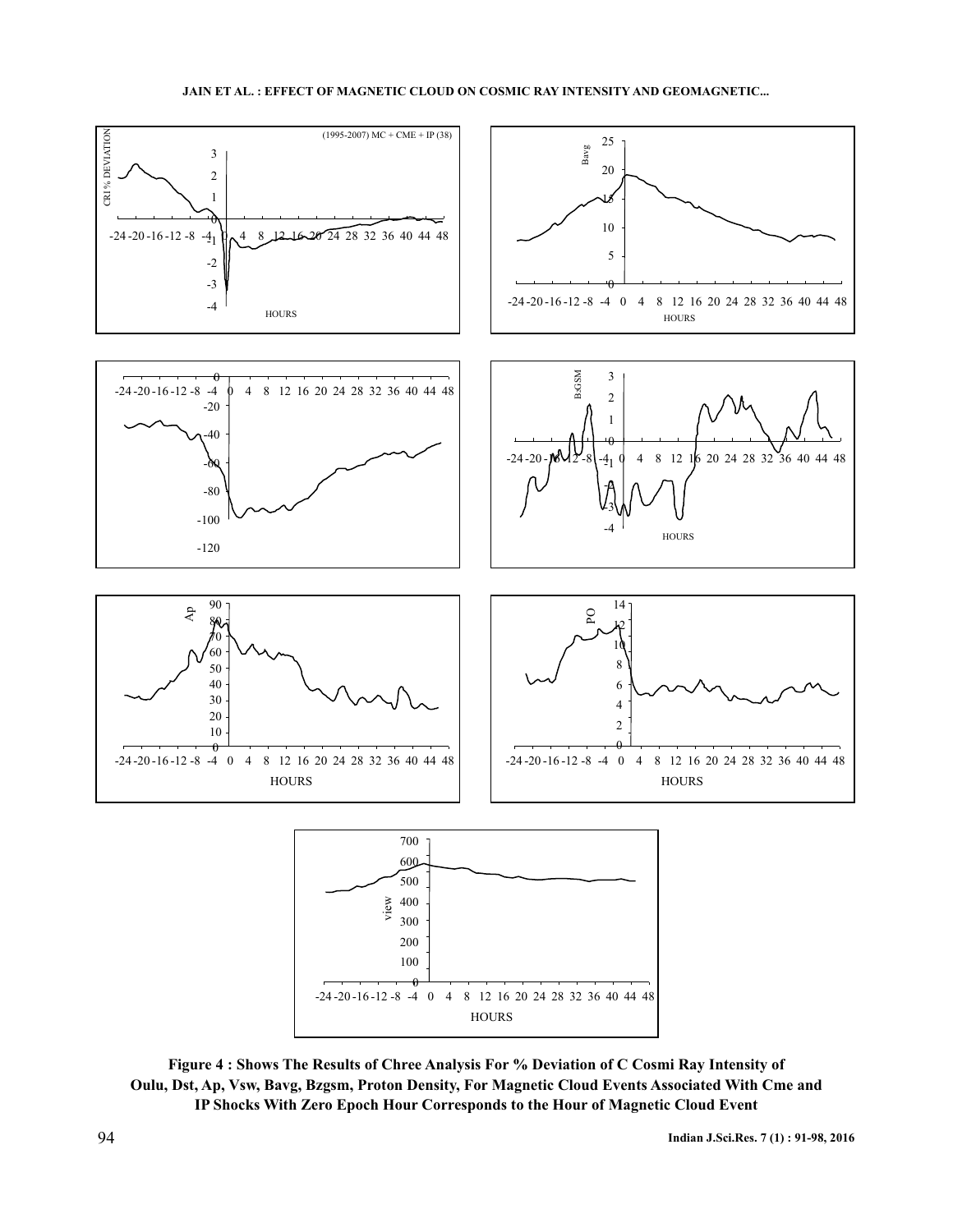Figure 4 : Shows The Results of Chree Analysis For % Deviation of C Cosmi Ray Intensity of Oulu, Dst, Ap, Vsw, Bavg, Bzgsm, Proton Density, For Magnetic Cloud Events Associated With Cme and IP Shocks With Zero Epoch Hour Corresponds to the Hour of Magnetic Cloud Event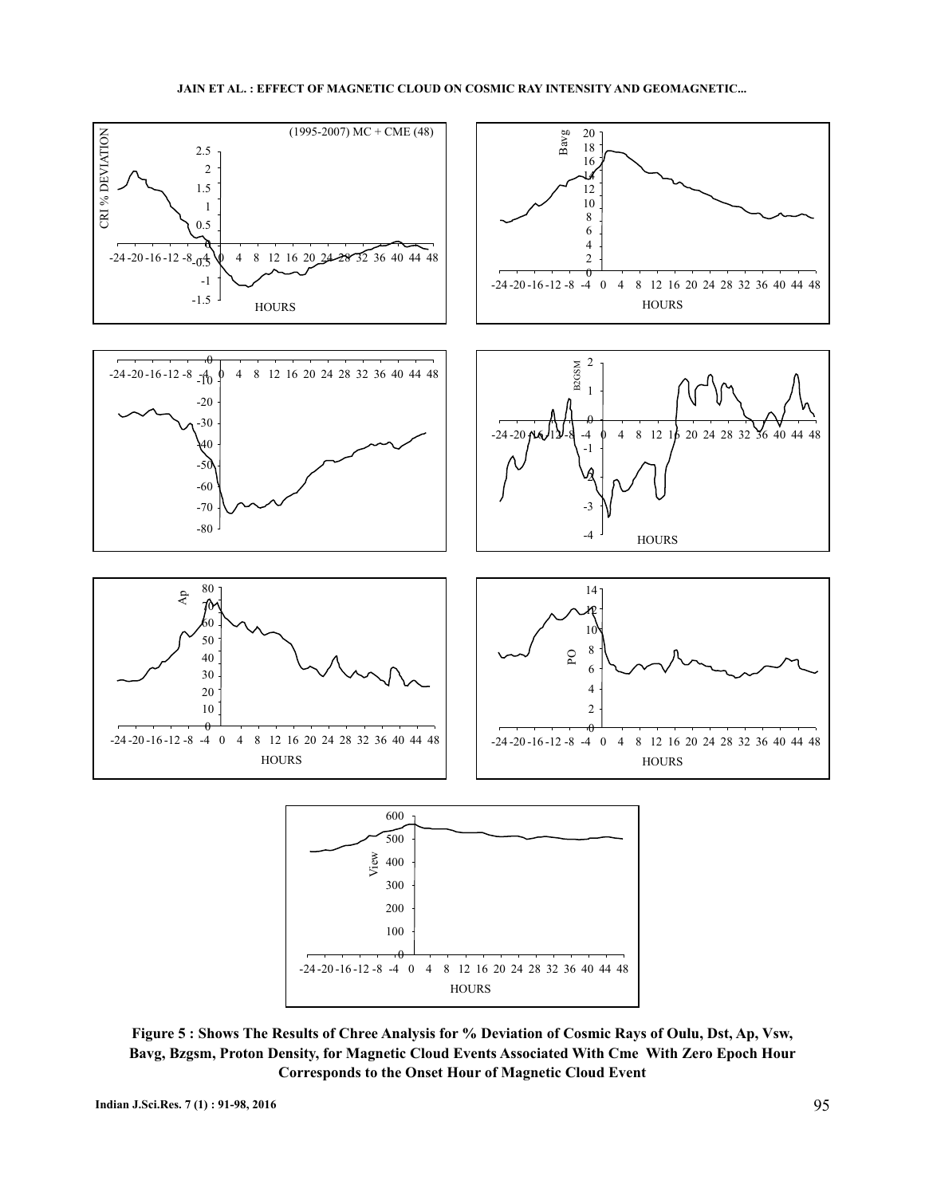**Figure 5 : Shows The Results of Chree Analysis for % Deviation of Cosmic Rays of Oulu, Dst, Ap, Vsw, Bavg, Bzgsm, Proton Density, for Magnetic Cloud Events Associated With Cme With Zero Epoch Hour Corresponds to the Onset Hour of Magnetic Cloud Event**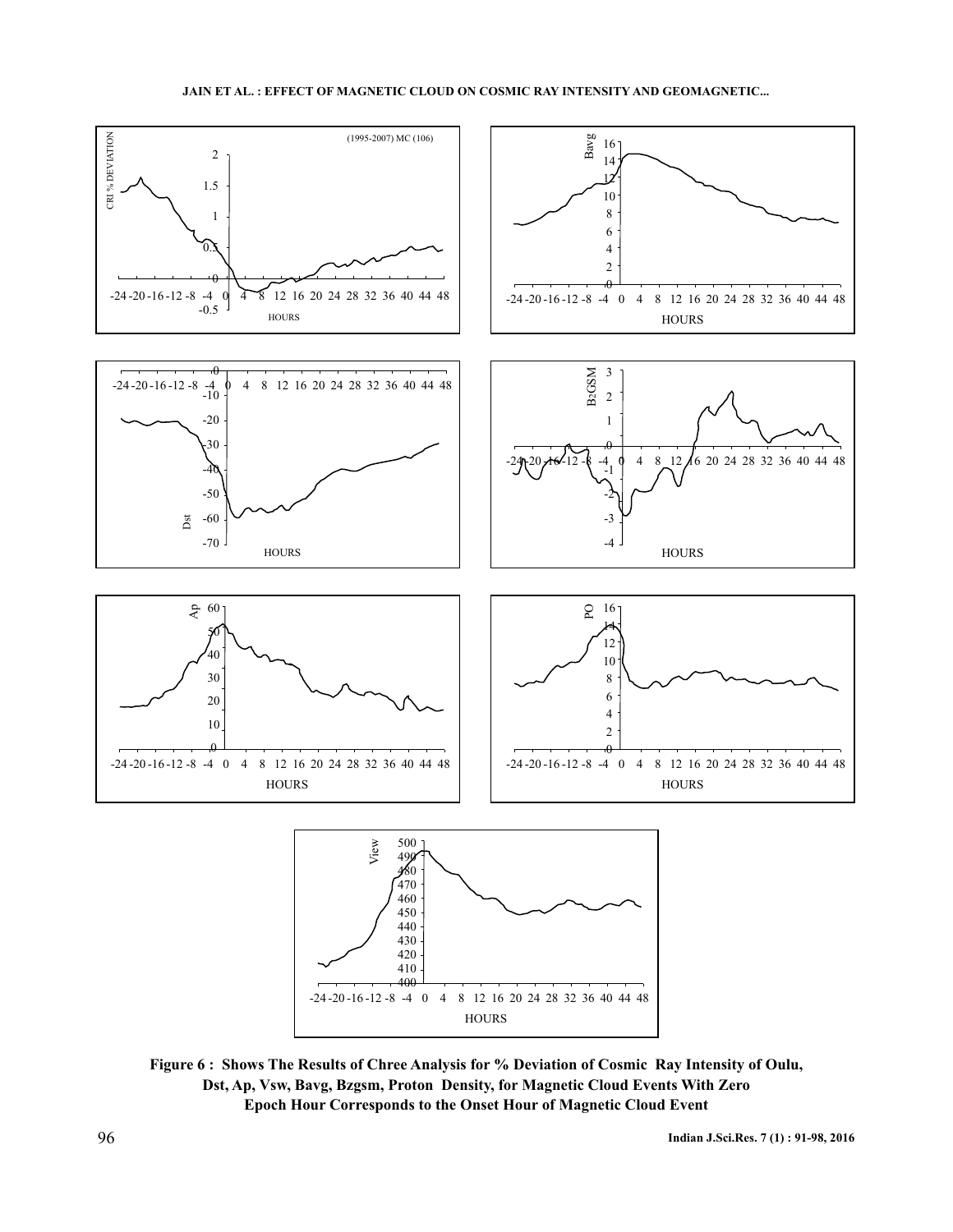**Figure 6 : Shows The Results of Chree Analysis for % Deviation of Cosmic Ray Intensity of Oulu, Dst, Ap, Vsw, Bavg, Bzgsm, Proton Density, for Magnetic Cloud Events With Zero Epoch Hour Corresponds to the Onset Hour of Magnetic Cloud Event**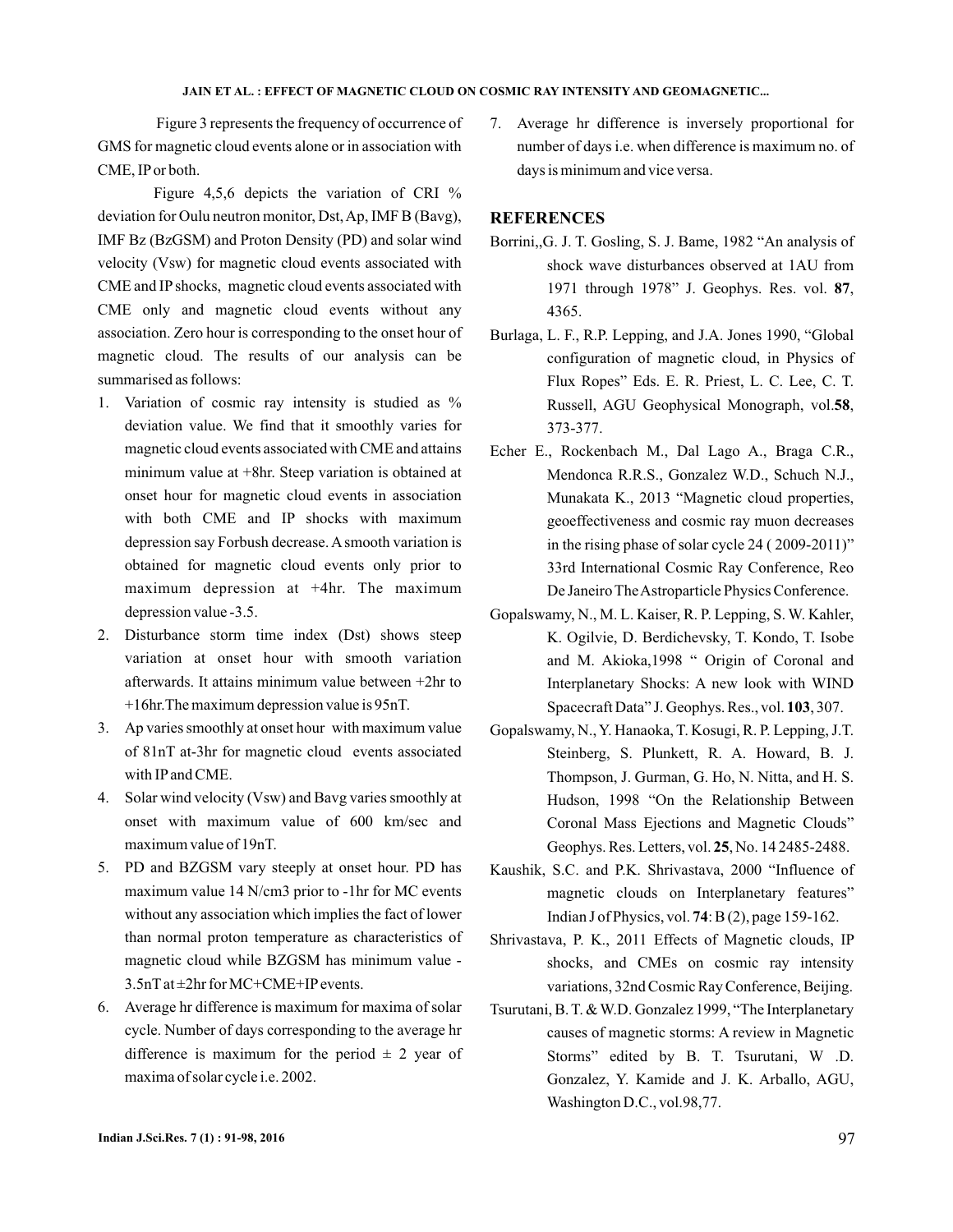Figure 3 represents the frequency of occurrence of GMS for magnetic cloud events alone or in association with CME, IP or both.

Figure 4,5,6 depicts the variation of CRI % deviation for Oulu neutron monitor, Dst, Ap, IMF B (Bavg), IMF Bz (BzGSM) and Proton Density (PD) and solar wind velocity (Vsw) for magnetic cloud events associated with CME and IP shocks, magnetic cloud events associated with CME only and magnetic cloud events without any association. Zero hour is corresponding to the onset hour of magnetic cloud. The results of our analysis can be summarised as follows:

1. Variation of cosmic ray intensity is studied as % deviation value. We find that it smoothly varies for magnetic cloud events associated with CME and attains minimum value at +8hr. Steep variation is obtained at onset hour for magnetic cloud events in association with both CME and IP shocks with maximum depression say Forbush decrease. A smooth variation is obtained for magnetic cloud events only prior to maximum depression at +4hr. The maximum depression value -3.5.
2. Disturbance storm time index (Dst) shows steep variation at onset hour with smooth variation afterwards. It attains minimum value between +2hr to +16hr.The maximum depression value is 95nT.
3. Ap varies smoothly at onset hour with maximum value of 81nT at-3hr for magnetic cloud events associated with IP and CME.
4. Solar wind velocity (Vsw) and Bavg varies smoothly at onset with maximum value of 600 km/sec and maximum value of 19nT.
5. PD and BZGSM vary steeply at onset hour. PD has maximum value 14 N/cm3 prior to -1hr for MC events without any association which implies the fact of lower than normal proton temperature as characteristics of magnetic cloud while BZGSM has minimum value -3.5nT at ±2hr for MC+CME+IP events.
6. Average hr difference is maximum for maxima of solar cycle. Number of days corresponding to the average hr difference is maximum for the period ± 2 year of maxima of solar cycle i.e. 2002.
7. Average hr difference is inversely proportional for number of days i.e. when difference is maximum no. of days is minimum and vice versa.

## REFERENCES

Borrini,,G. J. T. Gosling, S. J. Bame, 1982 "An analysis of shock wave disturbances observed at 1AU from 1971 through 1978" J. Geophys. Res. vol. **87**, 4365.

Burlaga, L. F., R.P. Lepping, and J.A. Jones 1990, "Global configuration of magnetic cloud, in Physics of Flux Ropes" Eds. E. R. Priest, L. C. Lee, C. T. Russell, AGU Geophysical Monograph, vol.**58**, 373-377.

Echer E., Rockenbach M., Dal Lago A., Braga C.R., Mendonca R.R.S., Gonzalez W.D., Schuch N.J., Munakata K., 2013 "Magnetic cloud properties, geoeffectiveness and cosmic ray muon decreases in the rising phase of solar cycle 24 ( 2009-2011)" 33rd International Cosmic Ray Conference, Reo De Janeiro The Astroparticle Physics Conference.

Gopalswamy, N., M. L. Kaiser, R. P. Lepping, S. W. Kahler, K. Ogilvie, D. Berdichevsky, T. Kondo, T. Isobe and M. Akioka,1998 " Origin of Coronal and Interplanetary Shocks: A new look with WIND Spacecraft Data" J. Geophys. Res., vol. **103**, 307.

Gopalswamy, N., Y. Hanaoka, T. Kosugi, R. P. Lepping, J.T. Steinberg, S. Plunkett, R. A. Howard, B. J. Thompson, J. Gurman, G. Ho, N. Nitta, and H. S. Hudson, 1998 "On the Relationship Between Coronal Mass Ejections and Magnetic Clouds" Geophys. Res. Letters, vol. **25**, No. 14 2485-2488.

Kaushik, S.C. and P.K. Shrivastava, 2000 "Influence of magnetic clouds on Interplanetary features" Indian J of Physics, vol. **74**: B (2), page 159-162.

Shrivastava, P. K., 2011 Effects of Magnetic clouds, IP shocks, and CMEs on cosmic ray intensity variations, 32nd Cosmic Ray Conference, Beijing.

Tsurutani, B. T. & W.D. Gonzalez 1999, "The Interplanetary causes of magnetic storms: A review in Magnetic Storms" edited by B. T. Tsurutani, W .D. Gonzalez, Y. Kamide and J. K. Arballo, AGU, Washington D.C., vol.98,77.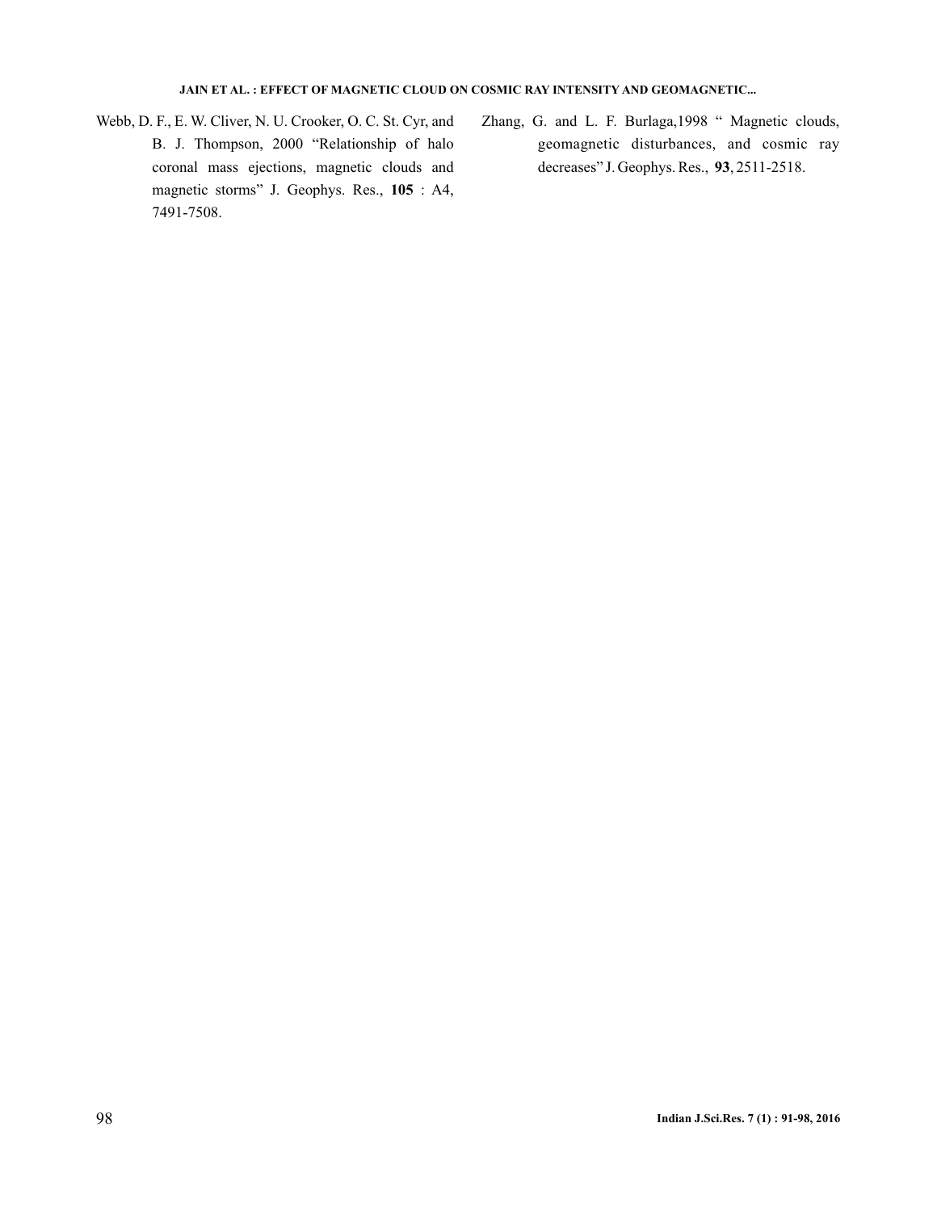Webb, D. F., E. W. Cliver, N. U. Crooker, O. C. St. Cyr, and B. J. Thompson, 2000 "Relationship of halo coronal mass ejections, magnetic clouds and magnetic storms" J. Geophys. Res., **105** : A4, 7491-7508.

Zhang, G. and L. F. Burlaga,1998 " Magnetic clouds, geomagnetic disturbances, and cosmic ray decreases" J. Geophys. Res., **93**, 2511-2518.